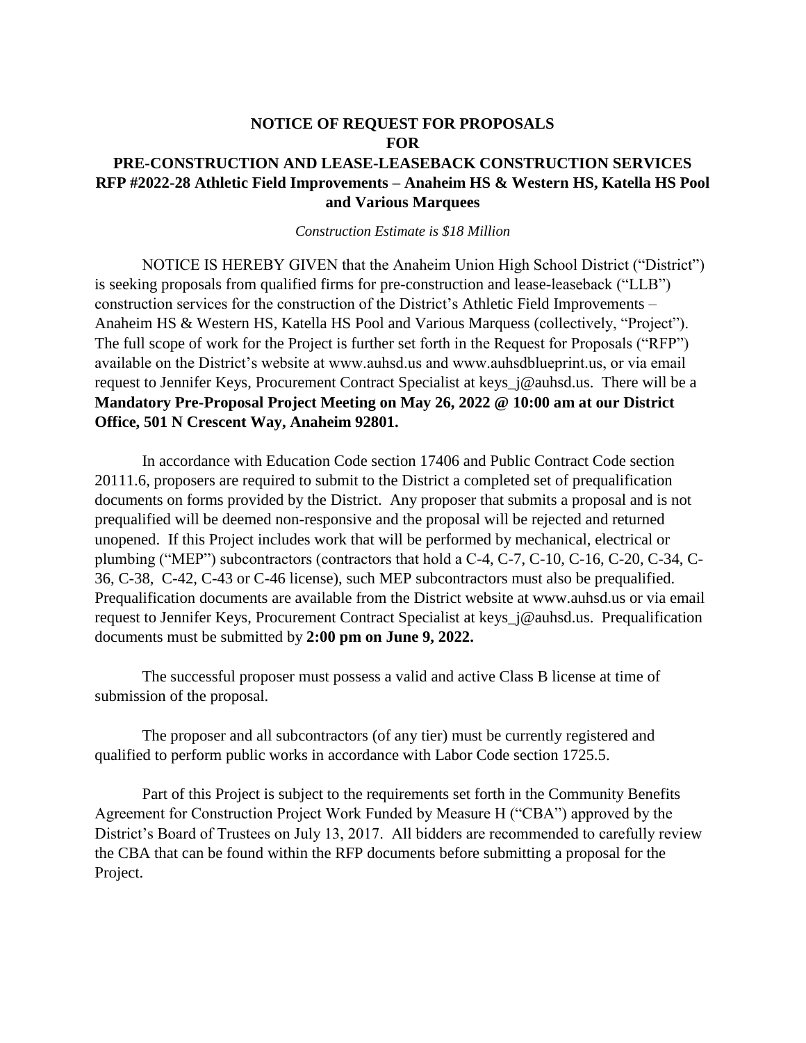# NOTICE OF REQUEST FOR PROPOSALS FOR PRE-CONSTRUCTION AND LEASE-LEASEBACK CONSTRUCTION SERVICES

## RFP #2022-28 Athletic Field Improvements – Anaheim HS & Western HS, Katella HS Pool and Various Marquees

*Construction Estimate is $18 Million*

NOTICE IS HEREBY GIVEN that the Anaheim Union High School District ("District") is seeking proposals from qualified firms for pre-construction and lease-leaseback ("LLB") construction services for the construction of the District's Athletic Field Improvements – Anaheim HS & Western HS, Katella HS Pool and Various Marquess (collectively, "Project"). The full scope of work for the Project is further set forth in the Request for Proposals ("RFP") available on the District's website at www.auhsd.us and www.auhsdblueprint.us, or via email request to Jennifer Keys, Procurement Contract Specialist at keys_j@auhsd.us. There will be a **Mandatory Pre-Proposal Project Meeting on May 26, 2022 @ 10:00 am at our District Office, 501 N Crescent Way, Anaheim 92801.**

In accordance with Education Code section 17406 and Public Contract Code section 20111.6, proposers are required to submit to the District a completed set of prequalification documents on forms provided by the District. Any proposer that submits a proposal and is not prequalified will be deemed non-responsive and the proposal will be rejected and returned unopened. If this Project includes work that will be performed by mechanical, electrical or plumbing ("MEP") subcontractors (contractors that hold a C-4, C-7, C-10, C-16, C-20, C-34, C-36, C-38, C-42, C-43 or C-46 license), such MEP subcontractors must also be prequalified. Prequalification documents are available from the District website at www.auhsd.us or via email request to Jennifer Keys, Procurement Contract Specialist at keys_j@auhsd.us. Prequalification documents must be submitted by **2:00 pm on June 9, 2022.**

The successful proposer must possess a valid and active Class B license at time of submission of the proposal.

The proposer and all subcontractors (of any tier) must be currently registered and qualified to perform public works in accordance with Labor Code section 1725.5.

Part of this Project is subject to the requirements set forth in the Community Benefits Agreement for Construction Project Work Funded by Measure H ("CBA") approved by the District's Board of Trustees on July 13, 2017. All bidders are recommended to carefully review the CBA that can be found within the RFP documents before submitting a proposal for the Project.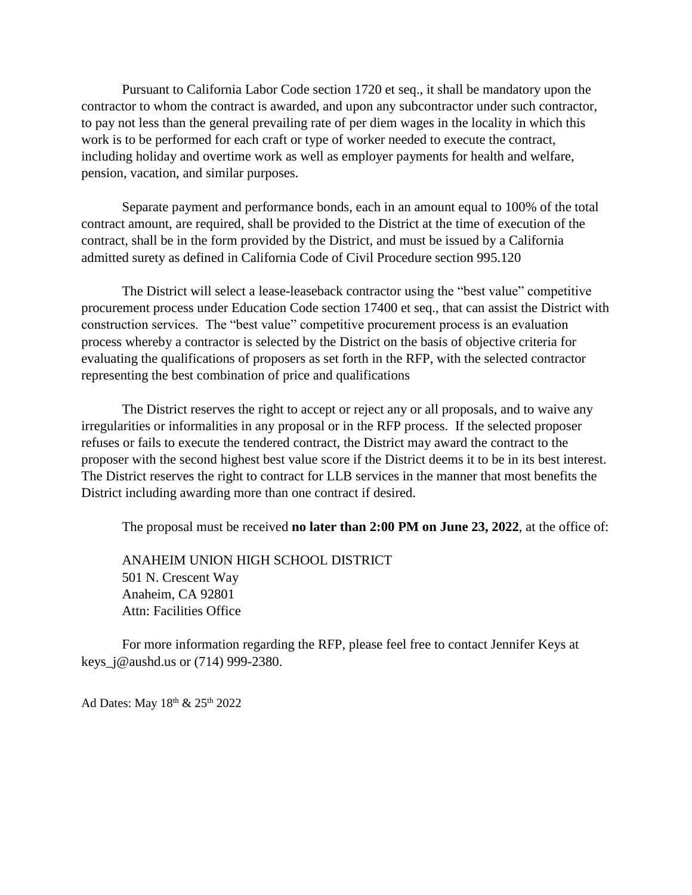Pursuant to California Labor Code section 1720 et seq., it shall be mandatory upon the contractor to whom the contract is awarded, and upon any subcontractor under such contractor, to pay not less than the general prevailing rate of per diem wages in the locality in which this work is to be performed for each craft or type of worker needed to execute the contract, including holiday and overtime work as well as employer payments for health and welfare, pension, vacation, and similar purposes.

Separate payment and performance bonds, each in an amount equal to 100% of the total contract amount, are required, shall be provided to the District at the time of execution of the contract, shall be in the form provided by the District, and must be issued by a California admitted surety as defined in California Code of Civil Procedure section 995.120

The District will select a lease-leaseback contractor using the "best value" competitive procurement process under Education Code section 17400 et seq., that can assist the District with construction services. The "best value" competitive procurement process is an evaluation process whereby a contractor is selected by the District on the basis of objective criteria for evaluating the qualifications of proposers as set forth in the RFP, with the selected contractor representing the best combination of price and qualifications

The District reserves the right to accept or reject any or all proposals, and to waive any irregularities or informalities in any proposal or in the RFP process. If the selected proposer refuses or fails to execute the tendered contract, the District may award the contract to the proposer with the second highest best value score if the District deems it to be in its best interest. The District reserves the right to contract for LLB services in the manner that most benefits the District including awarding more than one contract if desired.

The proposal must be received **no later than 2:00 PM on June 23, 2022**, at the office of:

ANAHEIM UNION HIGH SCHOOL DISTRICT
501 N. Crescent Way
Anaheim, CA 92801
Attn: Facilities Office

For more information regarding the RFP, please feel free to contact Jennifer Keys at keys_j@aushd.us or (714) 999-2380.

Ad Dates: May 18th & 25th 2022